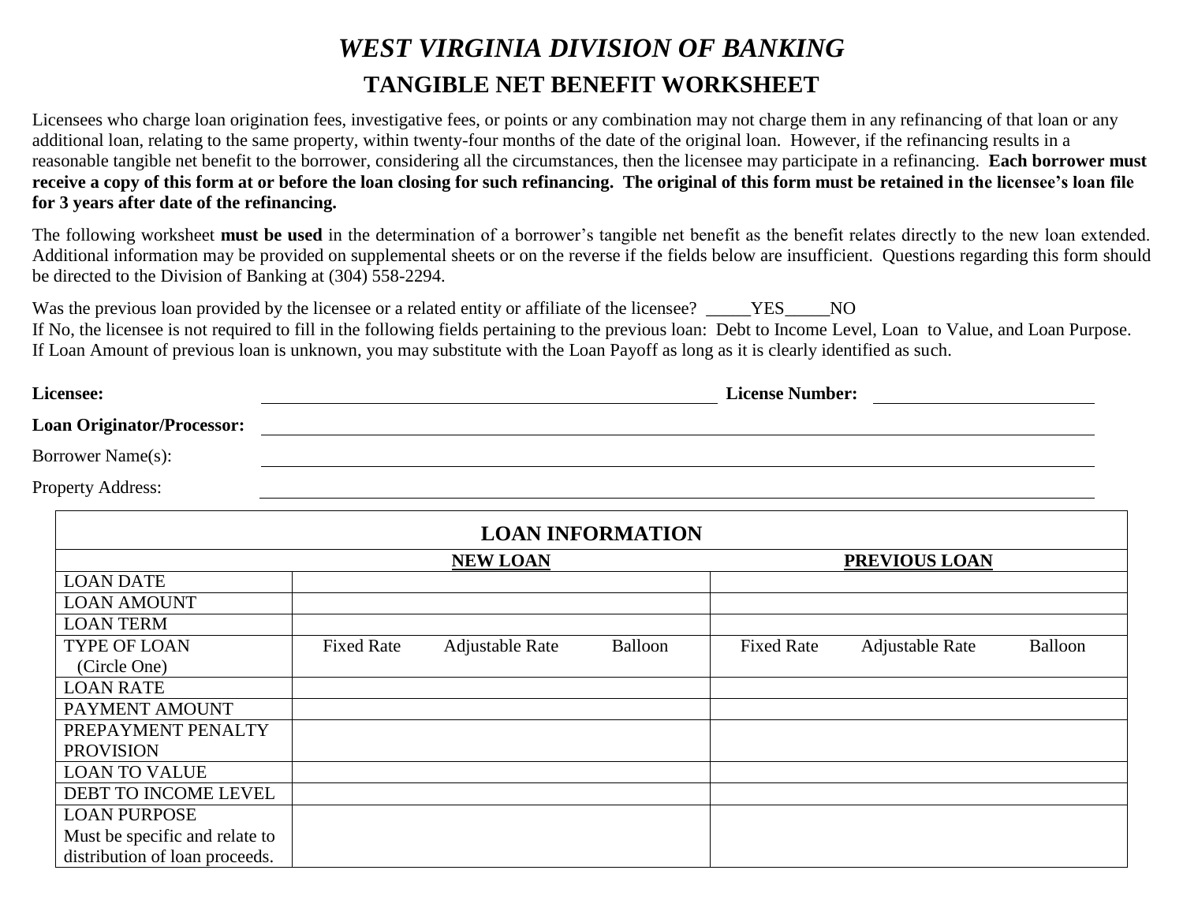# *WEST VIRGINIA DIVISION OF BANKING*

## TANGIBLE NET BENEFIT WORKSHEET

Licensees who charge loan origination fees, investigative fees, or points or any combination may not charge them in any refinancing of that loan or any additional loan, relating to the same property, within twenty-four months of the date of the original loan. However, if the refinancing results in a reasonable tangible net benefit to the borrower, considering all the circumstances, then the licensee may participate in a refinancing. **Each borrower must receive a copy of this form at or before the loan closing for such refinancing. The original of this form must be retained in the licensee's loan file for 3 years after date of the refinancing.**

The following worksheet **must be used** in the determination of a borrower's tangible net benefit as the benefit relates directly to the new loan extended. Additional information may be provided on supplemental sheets or on the reverse if the fields below are insufficient. Questions regarding this form should be directed to the Division of Banking at (304) 558-2294.

Was the previous loan provided by the licensee or a related entity or affiliate of the licensee? _____YES_____NO
If No, the licensee is not required to fill in the following fields pertaining to the previous loan: Debt to Income Level, Loan to Value, and Loan Purpose.
If Loan Amount of previous loan is unknown, you may substitute with the Loan Payoff as long as it is clearly identified as such.

**Licensee:** ______________________________ **License Number:** ______________________

**Loan Originator/Processor:** ______________________________

Borrower Name(s): ______________________________

Property Address: ______________________________

| LOAN INFORMATION | | |
|---|---|---|
| | **NEW LOAN** | **PREVIOUS LOAN** |
| LOAN DATE | | |
| LOAN AMOUNT | | |
| LOAN TERM | | |
| TYPE OF LOAN (Circle One) | Fixed Rate Adjustable Rate Balloon | Fixed Rate Adjustable Rate Balloon |
| LOAN RATE | | |
| PAYMENT AMOUNT | | |
| PREPAYMENT PENALTY PROVISION | | |
| LOAN TO VALUE | | |
| DEBT TO INCOME LEVEL | | |
| LOAN PURPOSE Must be specific and relate to distribution of loan proceeds. | | |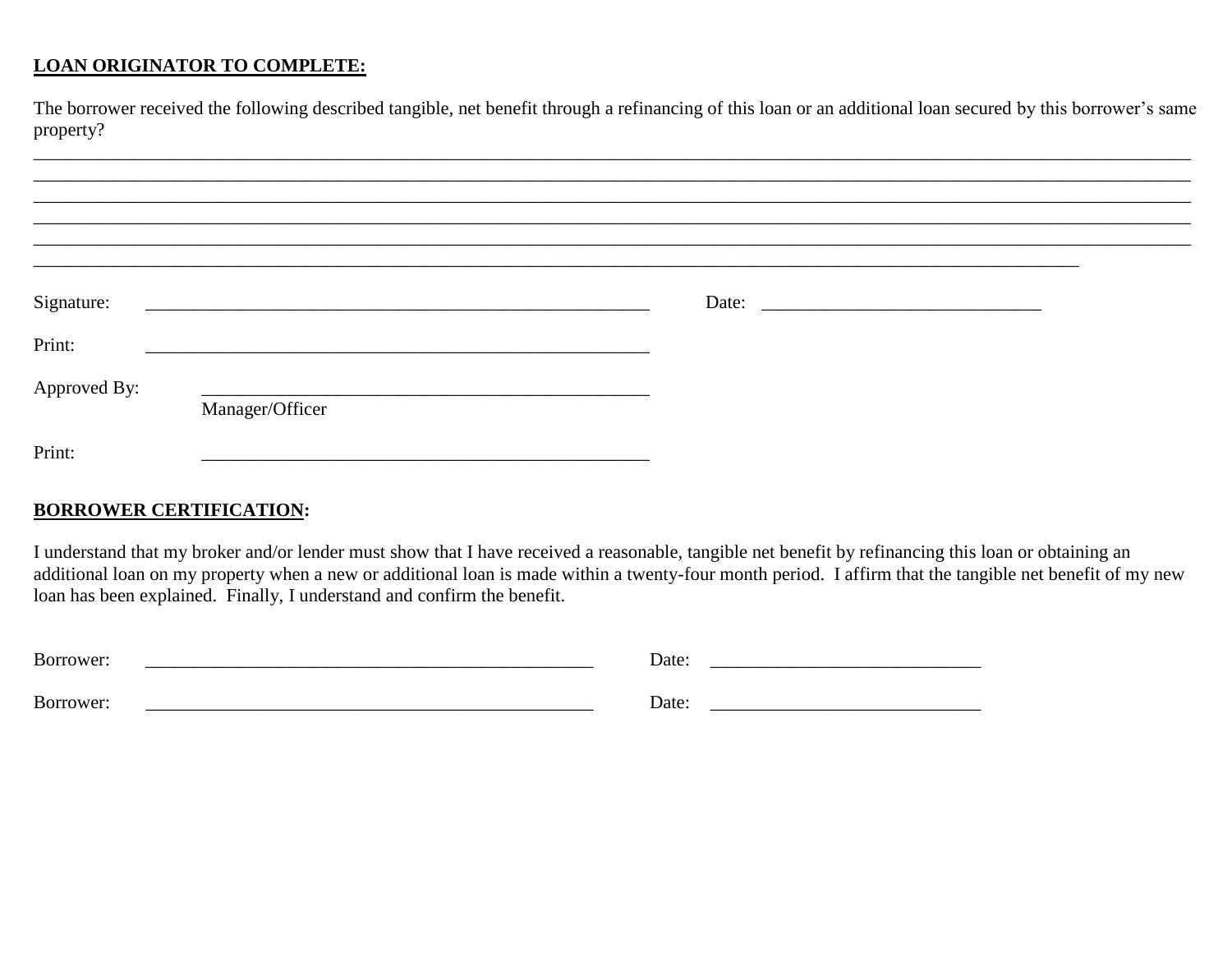**LOAN ORIGINATOR TO COMPLETE:**

The borrower received the following described tangible, net benefit through a refinancing of this loan or an additional loan secured by this borrower's same property?

______________________________________________________________________________________________________________
______________________________________________________________________________________________________________
______________________________________________________________________________________________________________
______________________________________________________________________________________________________________
______________________________________________________________________________________________________________
___________________________________________________________________________________________________

Signature: _______________________________________________ Date: ________________________

Print: _______________________________________________

Approved By: ________________________________________
Manager/Officer

Print: ________________________________________

**BORROWER CERTIFICATION:**

I understand that my broker and/or lender must show that I have received a reasonable, tangible net benefit by refinancing this loan or obtaining an additional loan on my property when a new or additional loan is made within a twenty-four month period. I affirm that the tangible net benefit of my new loan has been explained. Finally, I understand and confirm the benefit.

Borrower: ________________________________________ Date: _______________________

Borrower: ________________________________________ Date: _______________________